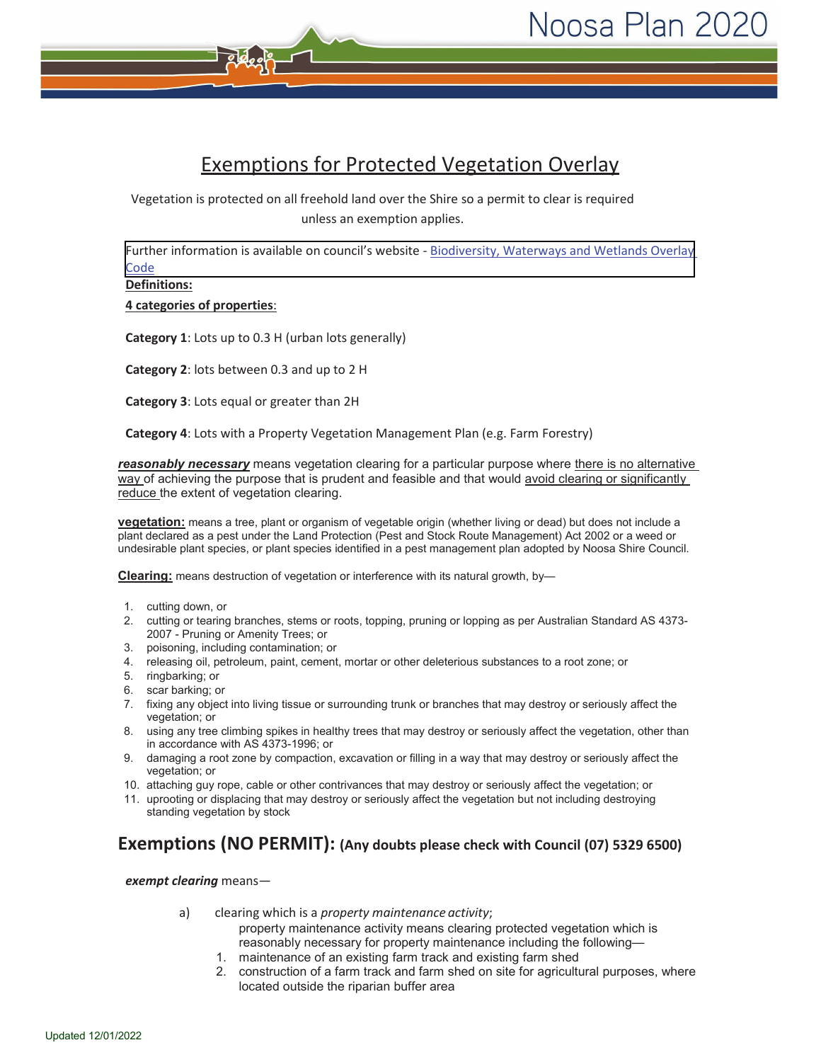# Exemptions for Protected Vegetation Overlay

Vegetation is protected on all freehold land over the Shire so a permit to clear is required unless an exemption applies.

Further information is available on council's website - Biodiversity, Waterways and Wetlands Overlay Code

**Definitions:**

**4 categories of properties**:

**Category 1**: Lots up to 0.3 H (urban lots generally)

**Category 2**: lots between 0.3 and up to 2 H

**Category 3**: Lots equal or greater than 2H

**Category 4**: Lots with a Property Vegetation Management Plan (e.g. Farm Forestry)

***reasonably necessary*** means vegetation clearing for a particular purpose where there is no alternative way of achieving the purpose that is prudent and feasible and that would avoid clearing or significantly reduce the extent of vegetation clearing.

**vegetation:** means a tree, plant or organism of vegetable origin (whether living or dead) but does not include a plant declared as a pest under the Land Protection (Pest and Stock Route Management) Act 2002 or a weed or undesirable plant species, or plant species identified in a pest management plan adopted by Noosa Shire Council.

**Clearing:** means destruction of vegetation or interference with its natural growth, by—

1. cutting down, or
2. cutting or tearing branches, stems or roots, topping, pruning or lopping as per Australian Standard AS 4373-2007 - Pruning or Amenity Trees; or
3. poisoning, including contamination; or
4. releasing oil, petroleum, paint, cement, mortar or other deleterious substances to a root zone; or
5. ringbarking; or
6. scar barking; or
7. fixing any object into living tissue or surrounding trunk or branches that may destroy or seriously affect the vegetation; or
8. using any tree climbing spikes in healthy trees that may destroy or seriously affect the vegetation, other than in accordance with AS 4373-1996; or
9. damaging a root zone by compaction, excavation or filling in a way that may destroy or seriously affect the vegetation; or
10. attaching guy rope, cable or other contrivances that may destroy or seriously affect the vegetation; or
11. uprooting or displacing that may destroy or seriously affect the vegetation but not including destroying standing vegetation by stock

## Exemptions (NO PERMIT): (Any doubts please check with Council (07) 5329 6500)

***exempt clearing*** means—

a) clearing which is a *property maintenance activity;*

property maintenance activity means clearing protected vegetation which is reasonably necessary for property maintenance including the following—

1. maintenance of an existing farm track and existing farm shed
2. construction of a farm track and farm shed on site for agricultural purposes, where located outside the riparian buffer area

Updated 12/01/2022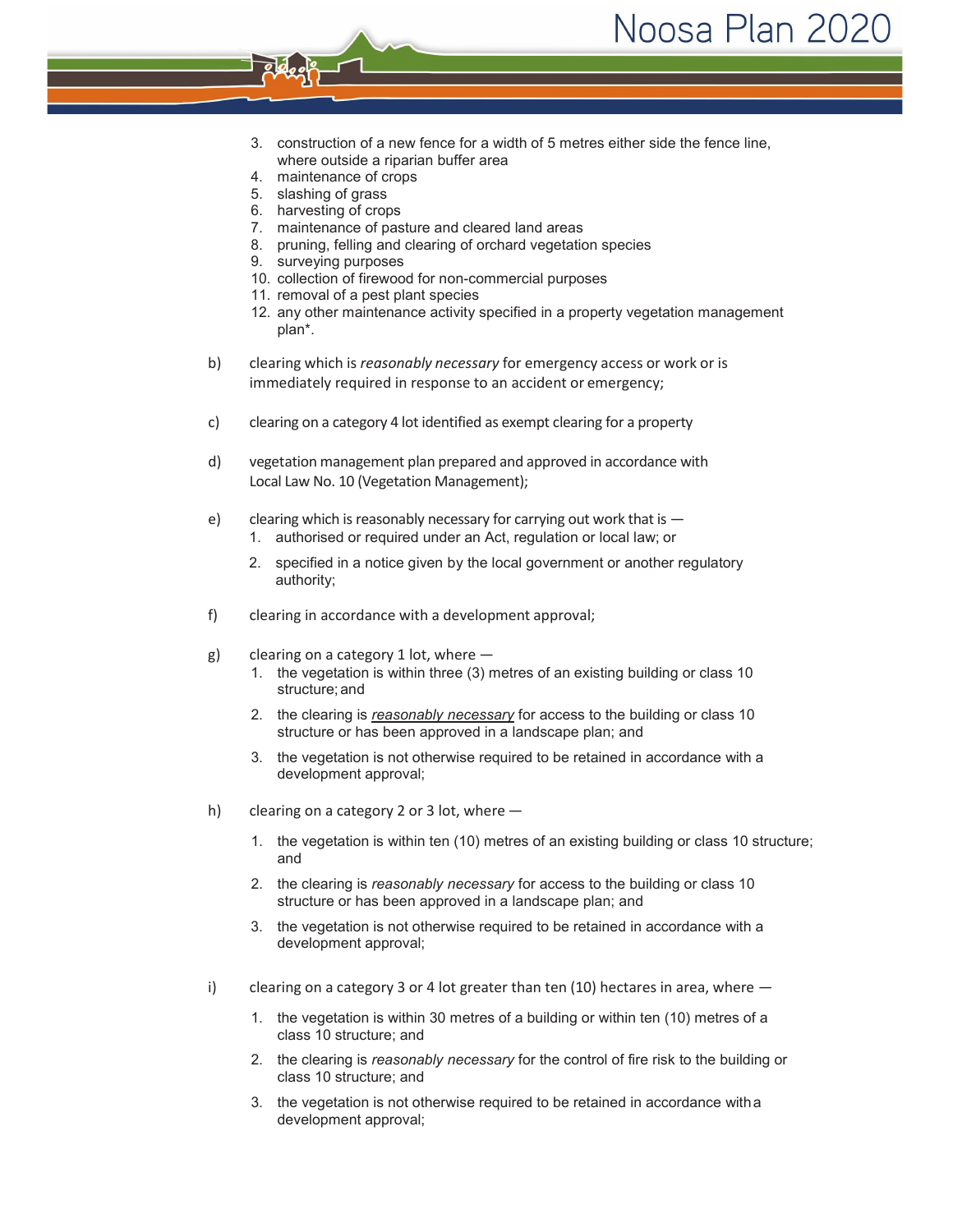3. construction of a new fence for a width of 5 metres either side the fence line, where outside a riparian buffer area
4. maintenance of crops
5. slashing of grass
6. harvesting of crops
7. maintenance of pasture and cleared land areas
8. pruning, felling and clearing of orchard vegetation species
9. surveying purposes
10. collection of firewood for non-commercial purposes
11. removal of a pest plant species
12. any other maintenance activity specified in a property vegetation management plan*.

b) clearing which is *reasonably necessary* for emergency access or work or is immediately required in response to an accident or emergency;

c) clearing on a category 4 lot identified as exempt clearing for a property

d) vegetation management plan prepared and approved in accordance with Local Law No. 10 (Vegetation Management);

e) clearing which is reasonably necessary for carrying out work that is —
   1. authorised or required under an Act, regulation or local law; or
   2. specified in a notice given by the local government or another regulatory authority;

f) clearing in accordance with a development approval;

g) clearing on a category 1 lot, where —
   1. the vegetation is within three (3) metres of an existing building or class 10 structure; and
   2. the clearing is *reasonably necessary* for access to the building or class 10 structure or has been approved in a landscape plan; and
   3. the vegetation is not otherwise required to be retained in accordance with a development approval;

h) clearing on a category 2 or 3 lot, where —
   1. the vegetation is within ten (10) metres of an existing building or class 10 structure; and
   2. the clearing is *reasonably necessary* for access to the building or class 10 structure or has been approved in a landscape plan; and
   3. the vegetation is not otherwise required to be retained in accordance with a development approval;

i) clearing on a category 3 or 4 lot greater than ten (10) hectares in area, where —
   1. the vegetation is within 30 metres of a building or within ten (10) metres of a class 10 structure; and
   2. the clearing is *reasonably necessary* for the control of fire risk to the building or class 10 structure; and
   3. the vegetation is not otherwise required to be retained in accordance with a development approval;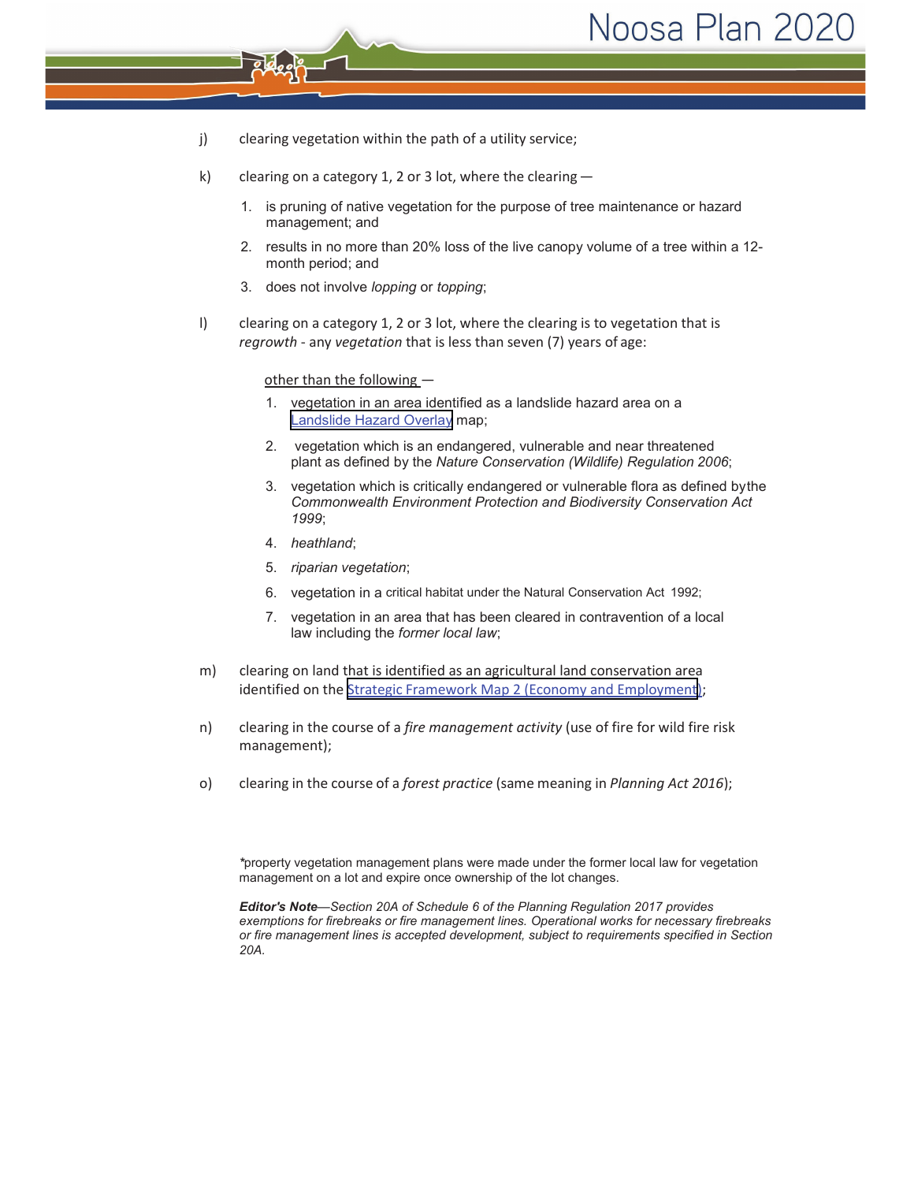j) clearing vegetation within the path of a utility service;

k) clearing on a category 1, 2 or 3 lot, where the clearing —

1. is pruning of native vegetation for the purpose of tree maintenance or hazard management; and
2. results in no more than 20% loss of the live canopy volume of a tree within a 12-month period; and
3. does not involve *lopping* or *topping*;

l) clearing on a category 1, 2 or 3 lot, where the clearing is to vegetation that is *regrowth* - any *vegetation* that is less than seven (7) years of age:

other than the following —

1. vegetation in an area identified as a landslide hazard area on a Landslide Hazard Overlay map;
2. vegetation which is an endangered, vulnerable and near threatened plant as defined by the *Nature Conservation (Wildlife) Regulation 2006*;
3. vegetation which is critically endangered or vulnerable flora as defined bythe *Commonwealth Environment Protection and Biodiversity Conservation Act 1999*;
4. *heathland*;
5. *riparian vegetation*;
6. vegetation in a critical habitat under the Natural Conservation Act 1992;
7. vegetation in an area that has been cleared in contravention of a local law including the *former local law*;

m) clearing on land that is identified as an agricultural land conservation area identified on the Strategic Framework Map 2 (Economy and Employment);

n) clearing in the course of a *fire management activity* (use of fire for wild fire risk management);

o) clearing in the course of a *forest practice* (same meaning in *Planning Act 2016*);

*property vegetation management plans were made under the former local law for vegetation management on a lot and expire once ownership of the lot changes.

***Editor's Note***—*Section 20A of Schedule 6 of the Planning Regulation 2017 provides exemptions for firebreaks or fire management lines. Operational works for necessary firebreaks or fire management lines is accepted development, subject to requirements specified in Section 20A.*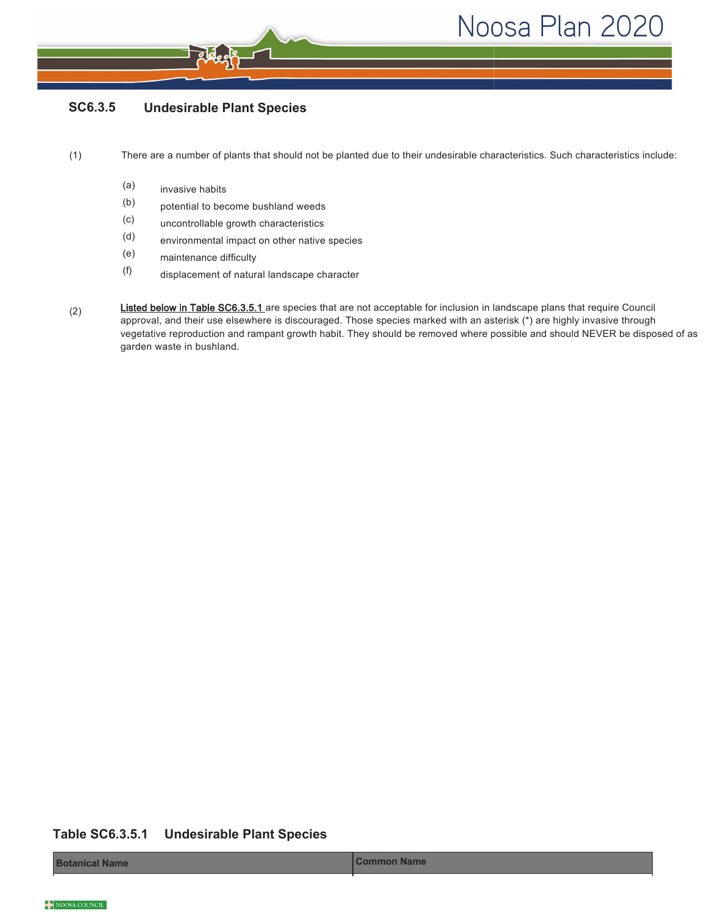### SC6.3.5 Undesirable Plant Species

(1) There are a number of plants that should not be planted due to their undesirable characteristics. Such characteristics include:

- (a) invasive habits
- (b) potential to become bushland weeds
- (c) uncontrollable growth characteristics
- (d) environmental impact on other native species
- (e) maintenance difficulty
- (f) displacement of natural landscape character

(2) Listed below in Table SC6.3.5.1 are species that are not acceptable for inclusion in landscape plans that require Council approval, and their use elsewhere is discouraged. Those species marked with an asterisk (*) are highly invasive through vegetative reproduction and rampant growth habit. They should be removed where possible and should NEVER be disposed of as garden waste in bushland.

**Table SC6.3.5.1 Undesirable Plant Species**

| Botanical Name | Common Name |
| --- | --- |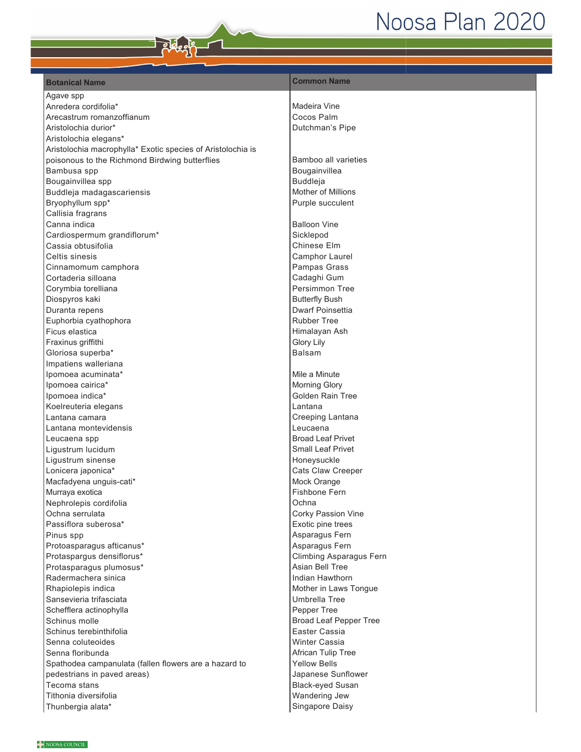| Botanical Name | Common Name |
|---|---|
| Agave spp | |
| Anredera cordifolia* | Madeira Vine |
| Arecastrum romanzoffianum | Cocos Palm |
| Aristolochia durior* | Dutchman's Pipe |
| Aristolochia elegans* | |
| Aristolochia macrophylla* Exotic species of Aristolochia is | |
| poisonous to the Richmond Birdwing butterflies | Bamboo all varieties |
| Bambusa spp | Bougainvillea |
| Bougainvillea spp | Buddleja |
| Buddleja madagascariensis | Mother of Millions |
| Bryophyllum spp* | Purple succulent |
| Callisia fragrans | |
| Canna indica | Balloon Vine |
| Cardiospermum grandiflorum* | Sicklepod |
| Cassia obtusifolia | Chinese Elm |
| Celtis sinesis | Camphor Laurel |
| Cinnamomum camphora | Pampas Grass |
| Cortaderia silloana | Cadaghi Gum |
| Corymbia torelliana | Persimmon Tree |
| Diospyros kaki | Butterfly Bush |
| Duranta repens | Dwarf Poinsettia |
| Euphorbia cyathophora | Rubber Tree |
| Ficus elastica | Himalayan Ash |
| Fraxinus griffithi | Glory Lily |
| Gloriosa superba* | Balsam |
| Impatiens walleriana | |
| Ipomoea acuminata* | Mile a Minute |
| Ipomoea cairica* | Morning Glory |
| Ipomoea indica* | Golden Rain Tree |
| Koelreuteria elegans | Lantana |
| Lantana camara | Creeping Lantana |
| Lantana montevidensis | Leucaena |
| Leucaena spp | Broad Leaf Privet |
| Ligustrum lucidum | Small Leaf Privet |
| Ligustrum sinense | Honeysuckle |
| Lonicera japonica* | Cats Claw Creeper |
| Macfadyena unguis-cati* | Mock Orange |
| Murraya exotica | Fishbone Fern |
| Nephrolepis cordifolia | Ochna |
| Ochna serrulata | Corky Passion Vine |
| Passiflora suberosa* | Exotic pine trees |
| Pinus spp | Asparagus Fern |
| Protoasparagus afticanus* | Asparagus Fern |
| Protaspargus densiflorus* | Climbing Asparagus Fern |
| Protasparagus plumosus* | Asian Bell Tree |
| Radermachera sinica | Indian Hawthorn |
| Rhapiolepis indica | Mother in Laws Tongue |
| Sansevieria trifasciata | Umbrella Tree |
| Schefflera actinophylla | Pepper Tree |
| Schinus molle | Broad Leaf Pepper Tree |
| Schinus terebinthifolia | Easter Cassia |
| Senna coluteoides | Winter Cassia |
| Senna floribunda | African Tulip Tree |
| Spathodea campanulata (fallen flowers are a hazard to | Yellow Bells |
| pedestrians in paved areas) | Japanese Sunflower |
| Tecoma stans | Black-eyed Susan |
| Tithonia diversifolia | Wandering Jew |
| Thunbergia alata* | Singapore Daisy |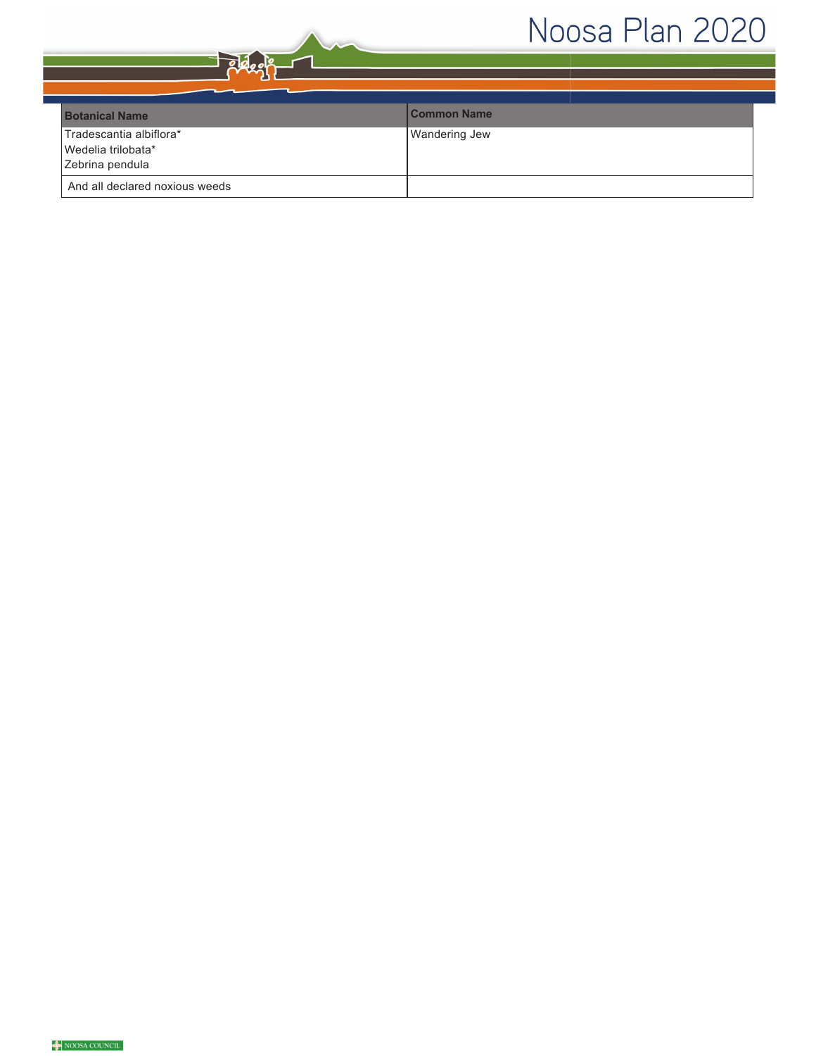| Botanical Name | Common Name |
|---|---|
| Tradescantia albiflora*<br>Wedelia trilobata*<br>Zebrina pendula | Wandering Jew |
| And all declared noxious weeds | |